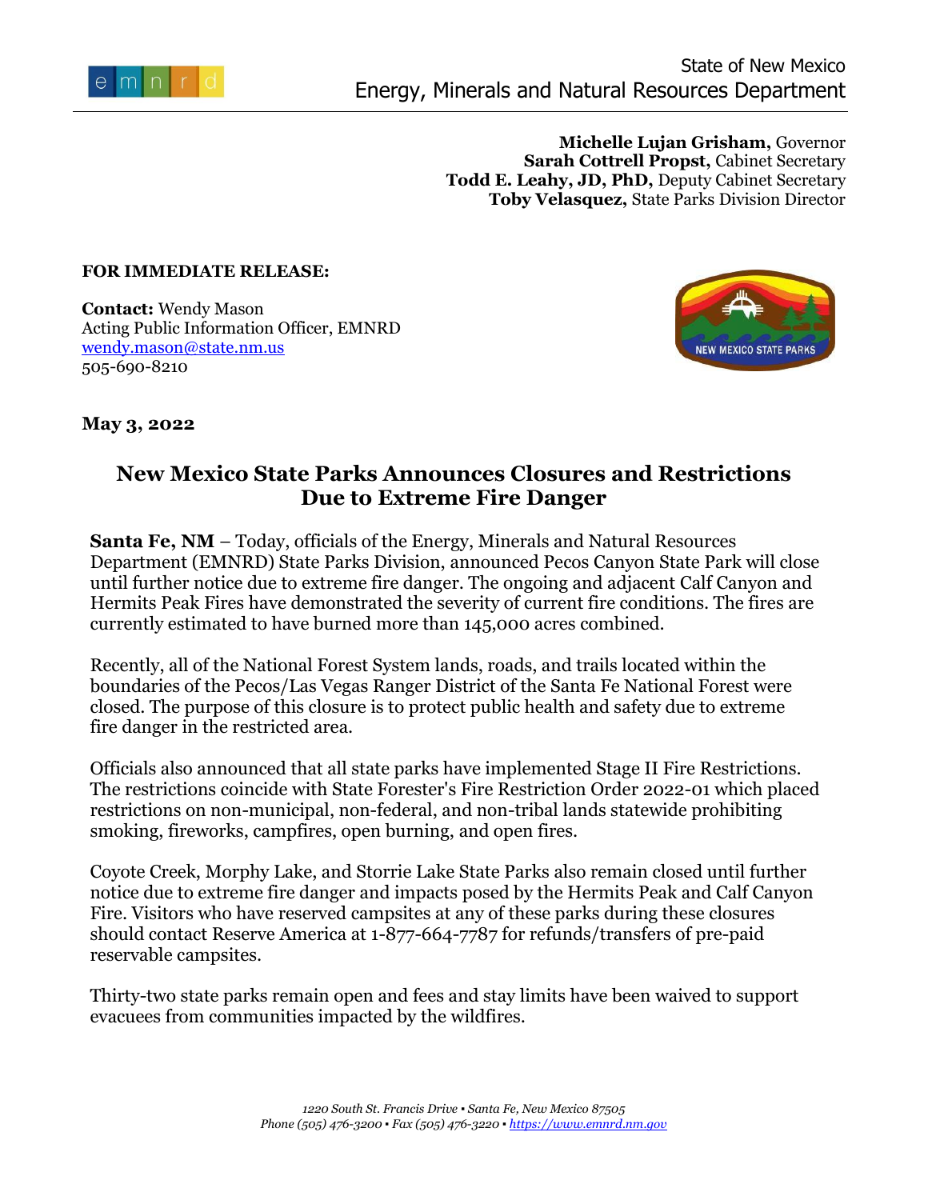State of New Mexico
Energy, Minerals and Natural Resources Department

**Michelle Lujan Grisham,** Governor
**Sarah Cottrell Propst,** Cabinet Secretary
**Todd E. Leahy, JD, PhD,** Deputy Cabinet Secretary
**Toby Velasquez,** State Parks Division Director

**FOR IMMEDIATE RELEASE:**

**Contact:** Wendy Mason
Acting Public Information Officer, EMNRD
wendy.mason@state.nm.us
505-690-8210

**May 3, 2022**

## New Mexico State Parks Announces Closures and Restrictions Due to Extreme Fire Danger

**Santa Fe, NM** – Today, officials of the Energy, Minerals and Natural Resources Department (EMNRD) State Parks Division, announced Pecos Canyon State Park will close until further notice due to extreme fire danger. The ongoing and adjacent Calf Canyon and Hermits Peak Fires have demonstrated the severity of current fire conditions. The fires are currently estimated to have burned more than 145,000 acres combined.

Recently, all of the National Forest System lands, roads, and trails located within the boundaries of the Pecos/Las Vegas Ranger District of the Santa Fe National Forest were closed. The purpose of this closure is to protect public health and safety due to extreme fire danger in the restricted area.

Officials also announced that all state parks have implemented Stage II Fire Restrictions. The restrictions coincide with State Forester's Fire Restriction Order 2022-01 which placed restrictions on non-municipal, non-federal, and non-tribal lands statewide prohibiting smoking, fireworks, campfires, open burning, and open fires.

Coyote Creek, Morphy Lake, and Storrie Lake State Parks also remain closed until further notice due to extreme fire danger and impacts posed by the Hermits Peak and Calf Canyon Fire. Visitors who have reserved campsites at any of these parks during these closures should contact Reserve America at 1-877-664-7787 for refunds/transfers of pre-paid reservable campsites.

Thirty-two state parks remain open and fees and stay limits have been waived to support evacuees from communities impacted by the wildfires.

*1220 South St. Francis Drive ▪ Santa Fe, New Mexico 87505*
*Phone (505) 476-3200 ▪ Fax (505) 476-3220 ▪ https://www.emnrd.nm.gov*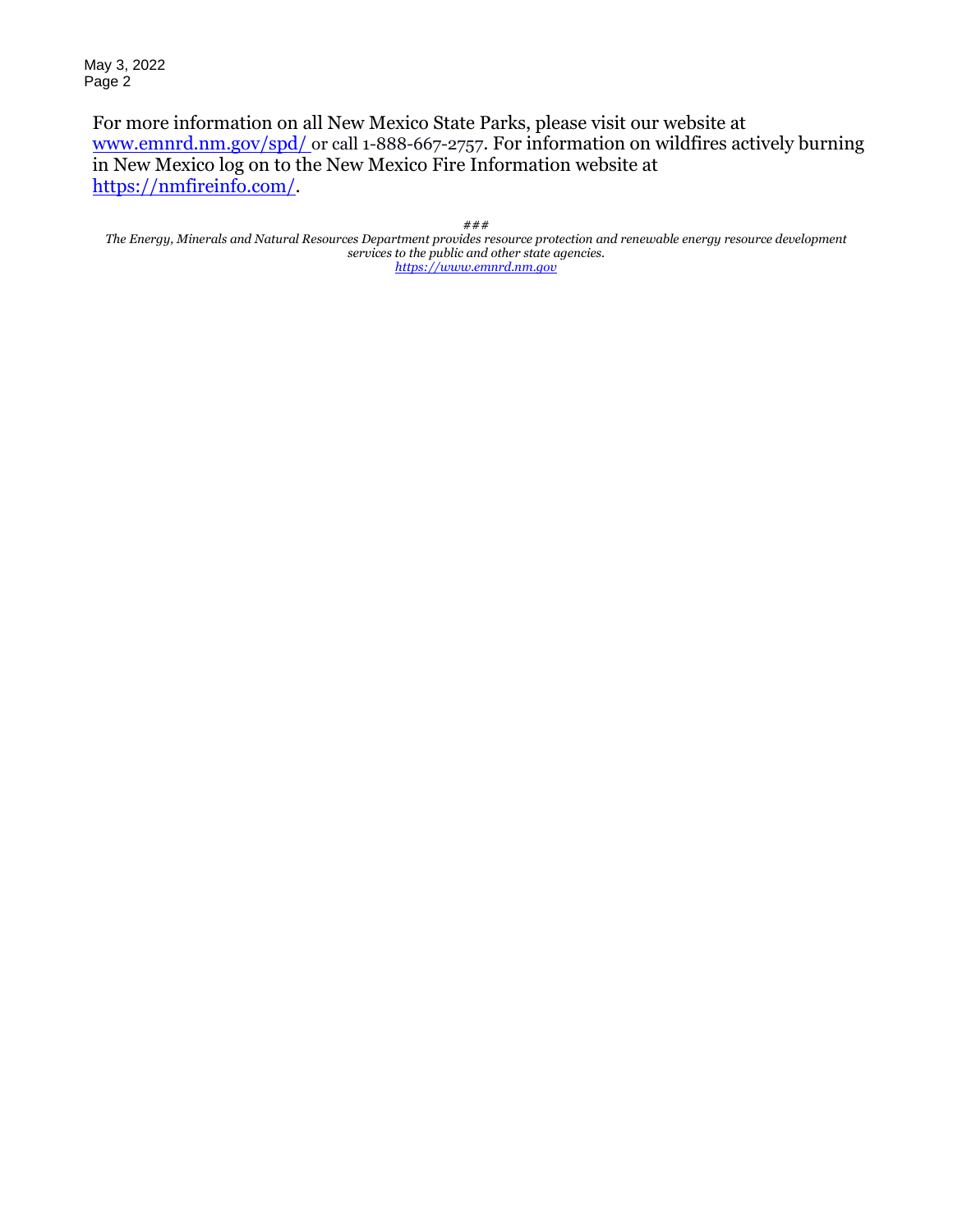For more information on all New Mexico State Parks, please visit our website at www.emnrd.nm.gov/spd/ or call 1-888-667-2757. For information on wildfires actively burning in New Mexico log on to the New Mexico Fire Information website at https://nmfireinfo.com/.

###

*The Energy, Minerals and Natural Resources Department provides resource protection and renewable energy resource development services to the public and other state agencies.*

*https://www.emnrd.nm.gov*